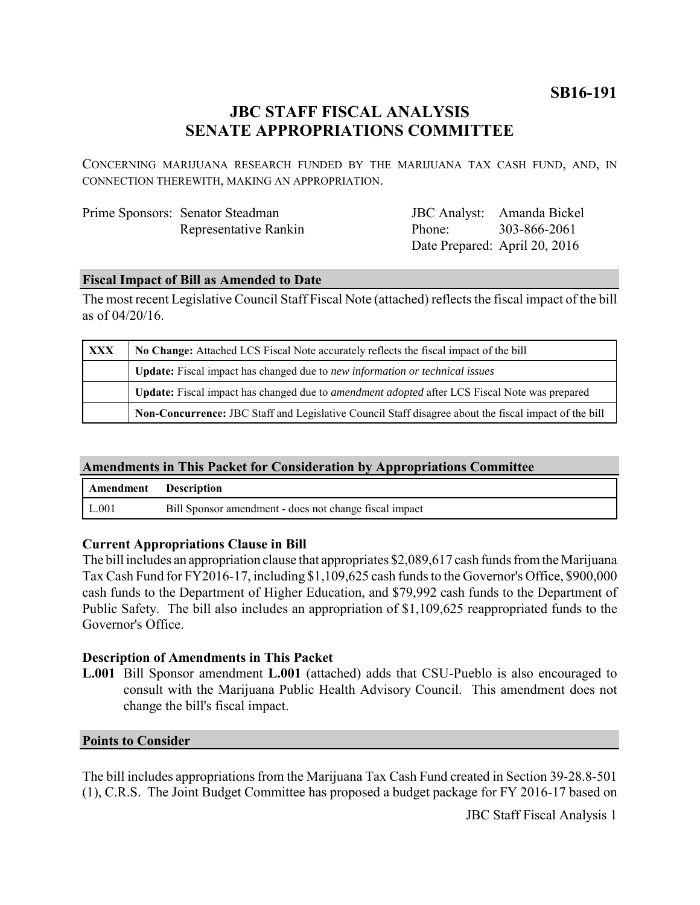**SB16-191**

# JBC STAFF FISCAL ANALYSIS
# SENATE APPROPRIATIONS COMMITTEE

CONCERNING MARIJUANA RESEARCH FUNDED BY THE MARIJUANA TAX CASH FUND, AND, IN CONNECTION THEREWITH, MAKING AN APPROPRIATION.

| | | | |
|---|---|---|---|
| Prime Sponsors: | Senator Steadman | JBC Analyst: | Amanda Bickel |
| | Representative Rankin | Phone: | 303-866-2061 |
| | | Date Prepared: | April 20, 2016 |

## Fiscal Impact of Bill as Amended to Date

The most recent Legislative Council Staff Fiscal Note (attached) reflects the fiscal impact of the bill as of 04/20/16.

| | |
|---|---|
| XXX | **No Change:** Attached LCS Fiscal Note accurately reflects the fiscal impact of the bill |
| | **Update:** Fiscal impact has changed due to *new information or technical issues* |
| | **Update:** Fiscal impact has changed due to *amendment adopted* after LCS Fiscal Note was prepared |
| | **Non-Concurrence:** JBC Staff and Legislative Council Staff disagree about the fiscal impact of the bill |

## Amendments in This Packet for Consideration by Appropriations Committee

| Amendment | Description |
|---|---|
| L.001 | Bill Sponsor amendment - does not change fiscal impact |

### Current Appropriations Clause in Bill

The bill includes an appropriation clause that appropriates $2,089,617 cash funds from the Marijuana Tax Cash Fund for FY2016-17, including $1,109,625 cash funds to the Governor's Office, $900,000 cash funds to the Department of Higher Education, and $79,992 cash funds to the Department of Public Safety. The bill also includes an appropriation of $1,109,625 reappropriated funds to the Governor's Office.

### Description of Amendments in This Packet

**L.001** Bill Sponsor amendment **L.001** (attached) adds that CSU-Pueblo is also encouraged to consult with the Marijuana Public Health Advisory Council. This amendment does not change the bill's fiscal impact.

## Points to Consider

The bill includes appropriations from the Marijuana Tax Cash Fund created in Section 39-28.8-501 (1), C.R.S. The Joint Budget Committee has proposed a budget package for FY 2016-17 based on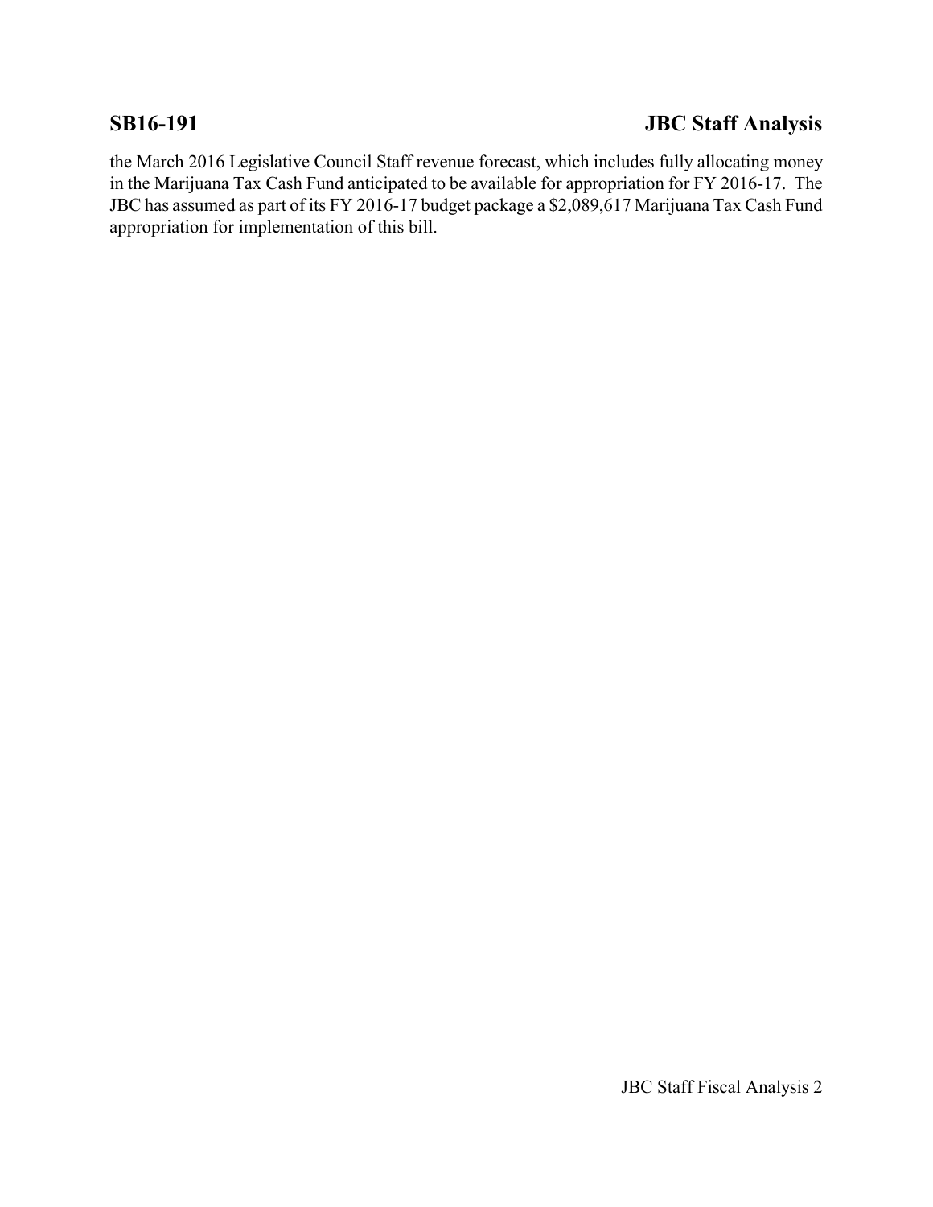the March 2016 Legislative Council Staff revenue forecast, which includes fully allocating money in the Marijuana Tax Cash Fund anticipated to be available for appropriation for FY 2016-17. The JBC has assumed as part of its FY 2016-17 budget package a $2,089,617 Marijuana Tax Cash Fund appropriation for implementation of this bill.